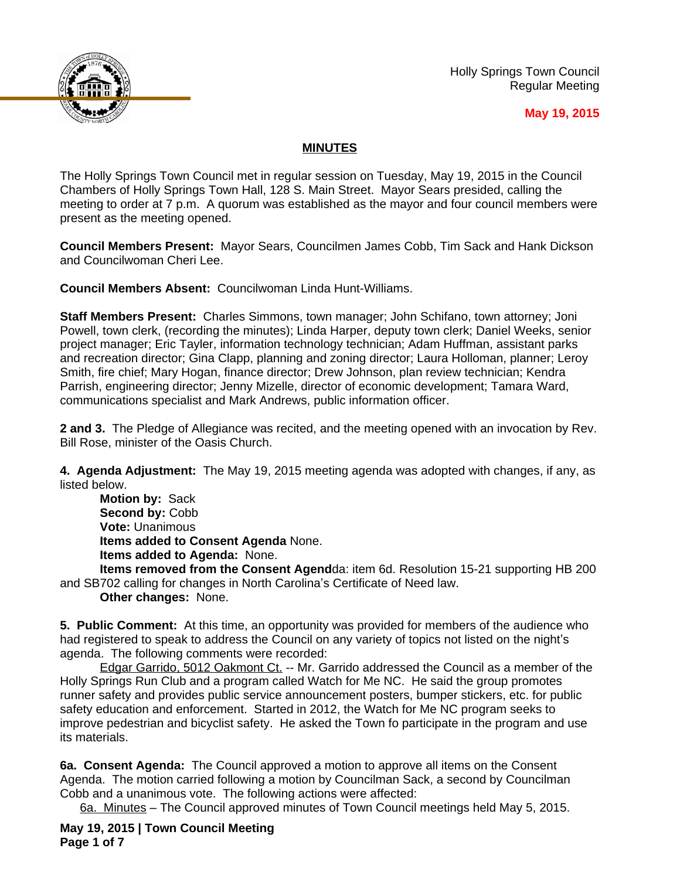Holly Springs Town Council
Regular Meeting

**May 19, 2015**

## MINUTES

The Holly Springs Town Council met in regular session on Tuesday, May 19, 2015 in the Council Chambers of Holly Springs Town Hall, 128 S. Main Street. Mayor Sears presided, calling the meeting to order at 7 p.m. A quorum was established as the mayor and four council members were present as the meeting opened.

**Council Members Present:** Mayor Sears, Councilmen James Cobb, Tim Sack and Hank Dickson and Councilwoman Cheri Lee.

**Council Members Absent:** Councilwoman Linda Hunt-Williams.

**Staff Members Present:** Charles Simmons, town manager; John Schifano, town attorney; Joni Powell, town clerk, (recording the minutes); Linda Harper, deputy town clerk; Daniel Weeks, senior project manager; Eric Tayler, information technology technician; Adam Huffman, assistant parks and recreation director; Gina Clapp, planning and zoning director; Laura Holloman, planner; Leroy Smith, fire chief; Mary Hogan, finance director; Drew Johnson, plan review technician; Kendra Parrish, engineering director; Jenny Mizelle, director of economic development; Tamara Ward, communications specialist and Mark Andrews, public information officer.

**2 and 3.** The Pledge of Allegiance was recited, and the meeting opened with an invocation by Rev. Bill Rose, minister of the Oasis Church.

**4. Agenda Adjustment:** The May 19, 2015 meeting agenda was adopted with changes, if any, as listed below.

**Motion by:** Sack
**Second by:** Cobb
**Vote:** Unanimous
**Items added to Consent Agenda** None.
**Items added to Agenda:** None.
**Items removed from the Consent Agend**da: item 6d. Resolution 15-21 supporting HB 200 and SB702 calling for changes in North Carolina's Certificate of Need law.
**Other changes:** None.

**5. Public Comment:** At this time, an opportunity was provided for members of the audience who had registered to speak to address the Council on any variety of topics not listed on the night's agenda. The following comments were recorded:

Edgar Garrido, 5012 Oakmont Ct. -- Mr. Garrido addressed the Council as a member of the Holly Springs Run Club and a program called Watch for Me NC. He said the group promotes runner safety and provides public service announcement posters, bumper stickers, etc. for public safety education and enforcement. Started in 2012, the Watch for Me NC program seeks to improve pedestrian and bicyclist safety. He asked the Town fo participate in the program and use its materials.

**6a. Consent Agenda:** The Council approved a motion to approve all items on the Consent Agenda. The motion carried following a motion by Councilman Sack, a second by Councilman Cobb and a unanimous vote. The following actions were affected:

6a. Minutes – The Council approved minutes of Town Council meetings held May 5, 2015.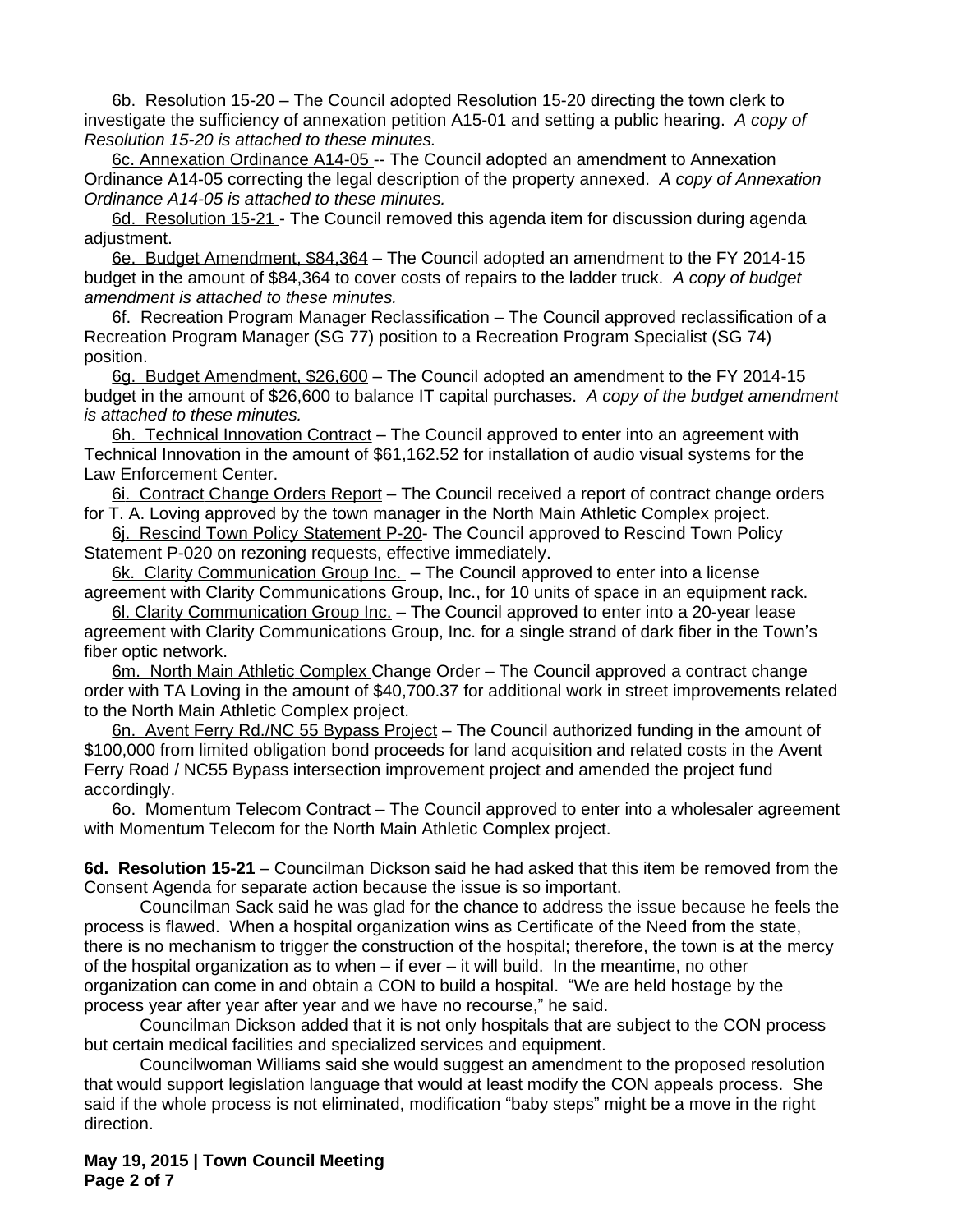6b. Resolution 15-20 – The Council adopted Resolution 15-20 directing the town clerk to investigate the sufficiency of annexation petition A15-01 and setting a public hearing. *A copy of Resolution 15-20 is attached to these minutes.*

6c. Annexation Ordinance A14-05 -- The Council adopted an amendment to Annexation Ordinance A14-05 correcting the legal description of the property annexed. *A copy of Annexation Ordinance A14-05 is attached to these minutes.*

6d. Resolution 15-21 - The Council removed this agenda item for discussion during agenda adjustment.

6e. Budget Amendment, $84,364 – The Council adopted an amendment to the FY 2014-15 budget in the amount of $84,364 to cover costs of repairs to the ladder truck. *A copy of budget amendment is attached to these minutes.*

6f. Recreation Program Manager Reclassification – The Council approved reclassification of a Recreation Program Manager (SG 77) position to a Recreation Program Specialist (SG 74) position.

6g. Budget Amendment, $26,600 – The Council adopted an amendment to the FY 2014-15 budget in the amount of $26,600 to balance IT capital purchases. *A copy of the budget amendment is attached to these minutes.*

6h. Technical Innovation Contract – The Council approved to enter into an agreement with Technical Innovation in the amount of $61,162.52 for installation of audio visual systems for the Law Enforcement Center.

6i. Contract Change Orders Report – The Council received a report of contract change orders for T. A. Loving approved by the town manager in the North Main Athletic Complex project.

6j. Rescind Town Policy Statement P-20- The Council approved to Rescind Town Policy Statement P-020 on rezoning requests, effective immediately.

6k. Clarity Communication Group Inc. – The Council approved to enter into a license agreement with Clarity Communications Group, Inc., for 10 units of space in an equipment rack.

6l. Clarity Communication Group Inc. – The Council approved to enter into a 20-year lease agreement with Clarity Communications Group, Inc. for a single strand of dark fiber in the Town's fiber optic network.

6m. North Main Athletic Complex Change Order – The Council approved a contract change order with TA Loving in the amount of $40,700.37 for additional work in street improvements related to the North Main Athletic Complex project.

6n. Avent Ferry Rd./NC 55 Bypass Project – The Council authorized funding in the amount of $100,000 from limited obligation bond proceeds for land acquisition and related costs in the Avent Ferry Road / NC55 Bypass intersection improvement project and amended the project fund accordingly.

6o. Momentum Telecom Contract – The Council approved to enter into a wholesaler agreement with Momentum Telecom for the North Main Athletic Complex project.

**6d. Resolution 15-21** – Councilman Dickson said he had asked that this item be removed from the Consent Agenda for separate action because the issue is so important.

Councilman Sack said he was glad for the chance to address the issue because he feels the process is flawed. When a hospital organization wins as Certificate of the Need from the state, there is no mechanism to trigger the construction of the hospital; therefore, the town is at the mercy of the hospital organization as to when – if ever – it will build. In the meantime, no other organization can come in and obtain a CON to build a hospital. "We are held hostage by the process year after year after year and we have no recourse," he said.

Councilman Dickson added that it is not only hospitals that are subject to the CON process but certain medical facilities and specialized services and equipment.

Councilwoman Williams said she would suggest an amendment to the proposed resolution that would support legislation language that would at least modify the CON appeals process. She said if the whole process is not eliminated, modification "baby steps" might be a move in the right direction.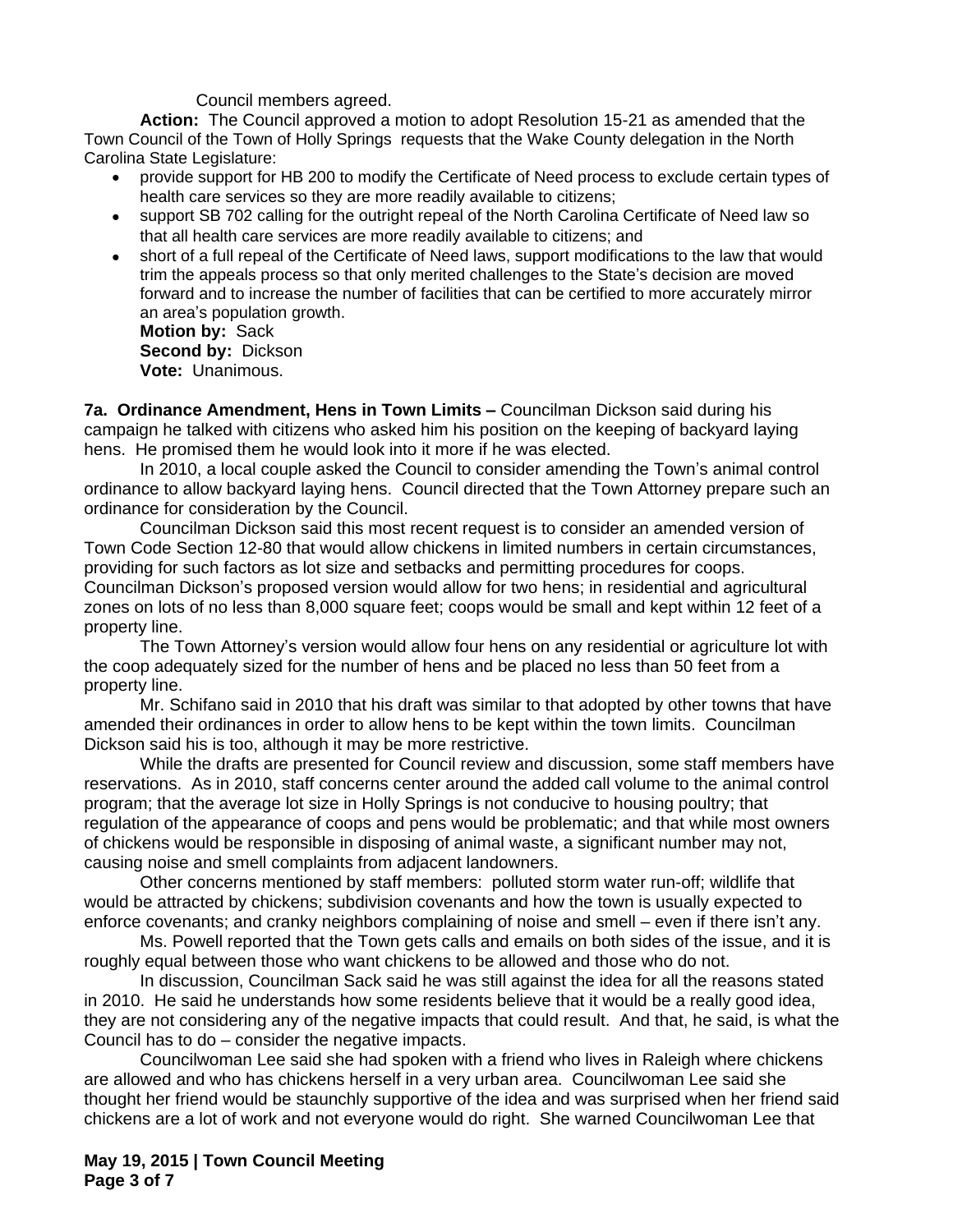Council members agreed.

**Action:** The Council approved a motion to adopt Resolution 15-21 as amended that the Town Council of the Town of Holly Springs requests that the Wake County delegation in the North Carolina State Legislature:

- provide support for HB 200 to modify the Certificate of Need process to exclude certain types of health care services so they are more readily available to citizens;
- support SB 702 calling for the outright repeal of the North Carolina Certificate of Need law so that all health care services are more readily available to citizens; and
- short of a full repeal of the Certificate of Need laws, support modifications to the law that would trim the appeals process so that only merited challenges to the State's decision are moved forward and to increase the number of facilities that can be certified to more accurately mirror an area's population growth.

**Motion by:** Sack
**Second by:** Dickson
**Vote:** Unanimous.

**7a. Ordinance Amendment, Hens in Town Limits –** Councilman Dickson said during his campaign he talked with citizens who asked him his position on the keeping of backyard laying hens. He promised them he would look into it more if he was elected.

In 2010, a local couple asked the Council to consider amending the Town's animal control ordinance to allow backyard laying hens. Council directed that the Town Attorney prepare such an ordinance for consideration by the Council.

Councilman Dickson said this most recent request is to consider an amended version of Town Code Section 12-80 that would allow chickens in limited numbers in certain circumstances, providing for such factors as lot size and setbacks and permitting procedures for coops. Councilman Dickson's proposed version would allow for two hens; in residential and agricultural zones on lots of no less than 8,000 square feet; coops would be small and kept within 12 feet of a property line.

The Town Attorney's version would allow four hens on any residential or agriculture lot with the coop adequately sized for the number of hens and be placed no less than 50 feet from a property line.

Mr. Schifano said in 2010 that his draft was similar to that adopted by other towns that have amended their ordinances in order to allow hens to be kept within the town limits. Councilman Dickson said his is too, although it may be more restrictive.

While the drafts are presented for Council review and discussion, some staff members have reservations. As in 2010, staff concerns center around the added call volume to the animal control program; that the average lot size in Holly Springs is not conducive to housing poultry; that regulation of the appearance of coops and pens would be problematic; and that while most owners of chickens would be responsible in disposing of animal waste, a significant number may not, causing noise and smell complaints from adjacent landowners.

Other concerns mentioned by staff members: polluted storm water run-off; wildlife that would be attracted by chickens; subdivision covenants and how the town is usually expected to enforce covenants; and cranky neighbors complaining of noise and smell – even if there isn't any.

Ms. Powell reported that the Town gets calls and emails on both sides of the issue, and it is roughly equal between those who want chickens to be allowed and those who do not.

In discussion, Councilman Sack said he was still against the idea for all the reasons stated in 2010. He said he understands how some residents believe that it would be a really good idea, they are not considering any of the negative impacts that could result. And that, he said, is what the Council has to do – consider the negative impacts.

Councilwoman Lee said she had spoken with a friend who lives in Raleigh where chickens are allowed and who has chickens herself in a very urban area. Councilwoman Lee said she thought her friend would be staunchly supportive of the idea and was surprised when her friend said chickens are a lot of work and not everyone would do right. She warned Councilwoman Lee that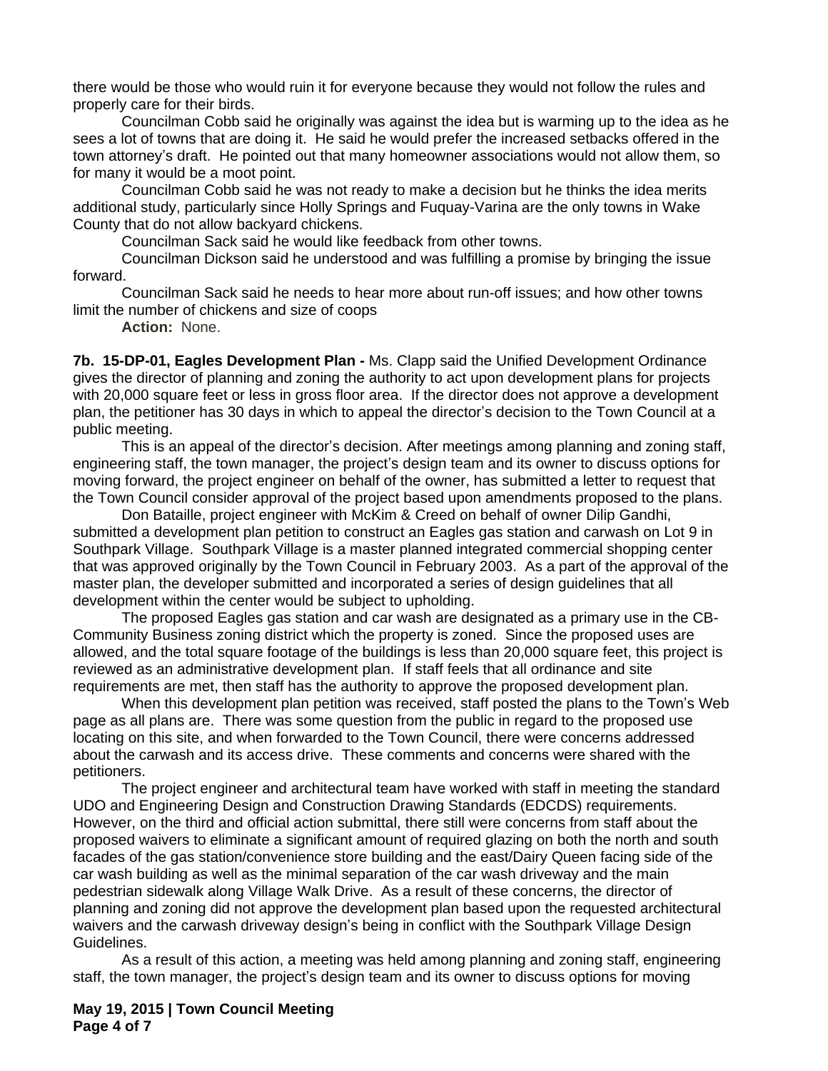there would be those who would ruin it for everyone because they would not follow the rules and properly care for their birds.

Councilman Cobb said he originally was against the idea but is warming up to the idea as he sees a lot of towns that are doing it. He said he would prefer the increased setbacks offered in the town attorney's draft. He pointed out that many homeowner associations would not allow them, so for many it would be a moot point.

Councilman Cobb said he was not ready to make a decision but he thinks the idea merits additional study, particularly since Holly Springs and Fuquay-Varina are the only towns in Wake County that do not allow backyard chickens.

Councilman Sack said he would like feedback from other towns.

Councilman Dickson said he understood and was fulfilling a promise by bringing the issue forward.

Councilman Sack said he needs to hear more about run-off issues; and how other towns limit the number of chickens and size of coops

**Action:** None.

**7b. 15-DP-01, Eagles Development Plan -** Ms. Clapp said the Unified Development Ordinance gives the director of planning and zoning the authority to act upon development plans for projects with 20,000 square feet or less in gross floor area. If the director does not approve a development plan, the petitioner has 30 days in which to appeal the director's decision to the Town Council at a public meeting.

This is an appeal of the director's decision. After meetings among planning and zoning staff, engineering staff, the town manager, the project's design team and its owner to discuss options for moving forward, the project engineer on behalf of the owner, has submitted a letter to request that the Town Council consider approval of the project based upon amendments proposed to the plans.

Don Bataille, project engineer with McKim & Creed on behalf of owner Dilip Gandhi, submitted a development plan petition to construct an Eagles gas station and carwash on Lot 9 in Southpark Village. Southpark Village is a master planned integrated commercial shopping center that was approved originally by the Town Council in February 2003. As a part of the approval of the master plan, the developer submitted and incorporated a series of design guidelines that all development within the center would be subject to upholding.

The proposed Eagles gas station and car wash are designated as a primary use in the CB-Community Business zoning district which the property is zoned. Since the proposed uses are allowed, and the total square footage of the buildings is less than 20,000 square feet, this project is reviewed as an administrative development plan. If staff feels that all ordinance and site requirements are met, then staff has the authority to approve the proposed development plan.

When this development plan petition was received, staff posted the plans to the Town's Web page as all plans are. There was some question from the public in regard to the proposed use locating on this site, and when forwarded to the Town Council, there were concerns addressed about the carwash and its access drive. These comments and concerns were shared with the petitioners.

The project engineer and architectural team have worked with staff in meeting the standard UDO and Engineering Design and Construction Drawing Standards (EDCDS) requirements. However, on the third and official action submittal, there still were concerns from staff about the proposed waivers to eliminate a significant amount of required glazing on both the north and south facades of the gas station/convenience store building and the east/Dairy Queen facing side of the car wash building as well as the minimal separation of the car wash driveway and the main pedestrian sidewalk along Village Walk Drive. As a result of these concerns, the director of planning and zoning did not approve the development plan based upon the requested architectural waivers and the carwash driveway design's being in conflict with the Southpark Village Design Guidelines.

As a result of this action, a meeting was held among planning and zoning staff, engineering staff, the town manager, the project's design team and its owner to discuss options for moving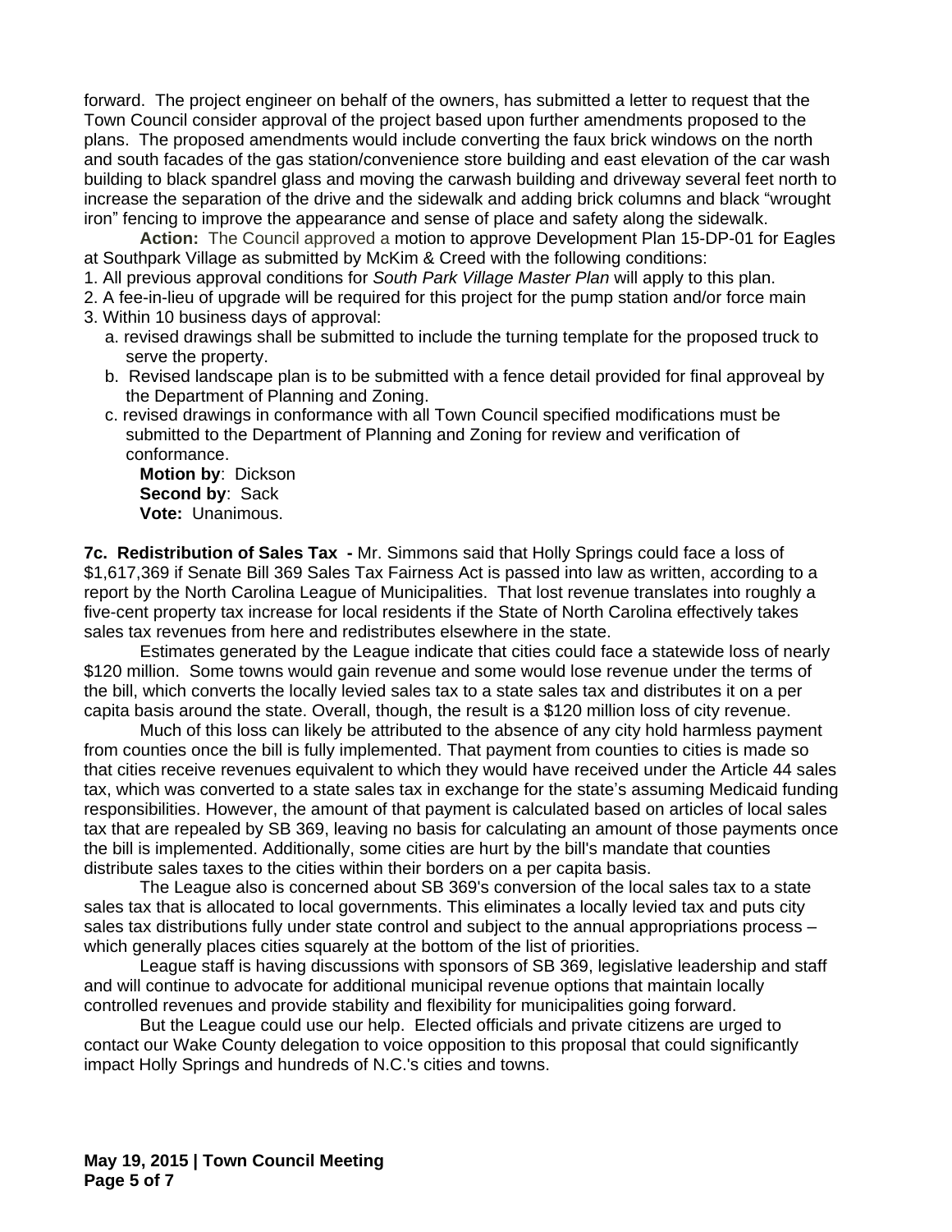forward. The project engineer on behalf of the owners, has submitted a letter to request that the Town Council consider approval of the project based upon further amendments proposed to the plans. The proposed amendments would include converting the faux brick windows on the north and south facades of the gas station/convenience store building and east elevation of the car wash building to black spandrel glass and moving the carwash building and driveway several feet north to increase the separation of the drive and the sidewalk and adding brick columns and black "wrought iron" fencing to improve the appearance and sense of place and safety along the sidewalk.

**Action:** The Council approved a motion to approve Development Plan 15-DP-01 for Eagles at Southpark Village as submitted by McKim & Creed with the following conditions:

1. All previous approval conditions for *South Park Village Master Plan* will apply to this plan.
2. A fee-in-lieu of upgrade will be required for this project for the pump station and/or force main
3. Within 10 business days of approval:
   a. revised drawings shall be submitted to include the turning template for the proposed truck to serve the property.
   b. Revised landscape plan is to be submitted with a fence detail provided for final approveal by the Department of Planning and Zoning.
   c. revised drawings in conformance with all Town Council specified modifications must be submitted to the Department of Planning and Zoning for review and verification of conformance.

**Motion by**: Dickson
**Second by**: Sack
**Vote:** Unanimous.

**7c. Redistribution of Sales Tax -** Mr. Simmons said that Holly Springs could face a loss of $1,617,369 if Senate Bill 369 Sales Tax Fairness Act is passed into law as written, according to a report by the North Carolina League of Municipalities. That lost revenue translates into roughly a five-cent property tax increase for local residents if the State of North Carolina effectively takes sales tax revenues from here and redistributes elsewhere in the state.

Estimates generated by the League indicate that cities could face a statewide loss of nearly $120 million. Some towns would gain revenue and some would lose revenue under the terms of the bill, which converts the locally levied sales tax to a state sales tax and distributes it on a per capita basis around the state. Overall, though, the result is a $120 million loss of city revenue.

Much of this loss can likely be attributed to the absence of any city hold harmless payment from counties once the bill is fully implemented. That payment from counties to cities is made so that cities receive revenues equivalent to which they would have received under the Article 44 sales tax, which was converted to a state sales tax in exchange for the state's assuming Medicaid funding responsibilities. However, the amount of that payment is calculated based on articles of local sales tax that are repealed by SB 369, leaving no basis for calculating an amount of those payments once the bill is implemented. Additionally, some cities are hurt by the bill's mandate that counties distribute sales taxes to the cities within their borders on a per capita basis.

The League also is concerned about SB 369's conversion of the local sales tax to a state sales tax that is allocated to local governments. This eliminates a locally levied tax and puts city sales tax distributions fully under state control and subject to the annual appropriations process – which generally places cities squarely at the bottom of the list of priorities.

League staff is having discussions with sponsors of SB 369, legislative leadership and staff and will continue to advocate for additional municipal revenue options that maintain locally controlled revenues and provide stability and flexibility for municipalities going forward.

But the League could use our help. Elected officials and private citizens are urged to contact our Wake County delegation to voice opposition to this proposal that could significantly impact Holly Springs and hundreds of N.C.'s cities and towns.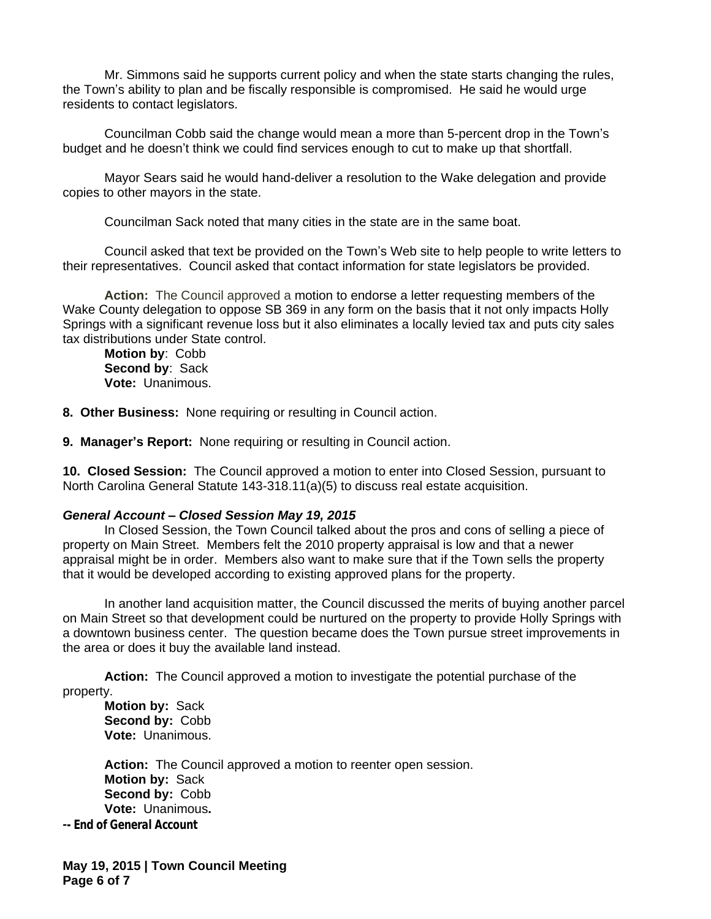Mr. Simmons said he supports current policy and when the state starts changing the rules, the Town's ability to plan and be fiscally responsible is compromised. He said he would urge residents to contact legislators.

Councilman Cobb said the change would mean a more than 5-percent drop in the Town's budget and he doesn't think we could find services enough to cut to make up that shortfall.

Mayor Sears said he would hand-deliver a resolution to the Wake delegation and provide copies to other mayors in the state.

Councilman Sack noted that many cities in the state are in the same boat.

Council asked that text be provided on the Town's Web site to help people to write letters to their representatives. Council asked that contact information for state legislators be provided.

**Action:** The Council approved a motion to endorse a letter requesting members of the Wake County delegation to oppose SB 369 in any form on the basis that it not only impacts Holly Springs with a significant revenue loss but it also eliminates a locally levied tax and puts city sales tax distributions under State control.
**Motion by**: Cobb
**Second by**: Sack
**Vote:** Unanimous.

**8. Other Business:** None requiring or resulting in Council action.

**9. Manager's Report:** None requiring or resulting in Council action.

**10. Closed Session:** The Council approved a motion to enter into Closed Session, pursuant to North Carolina General Statute 143-318.11(a)(5) to discuss real estate acquisition.

***General Account – Closed Session May 19, 2015***

In Closed Session, the Town Council talked about the pros and cons of selling a piece of property on Main Street. Members felt the 2010 property appraisal is low and that a newer appraisal might be in order. Members also want to make sure that if the Town sells the property that it would be developed according to existing approved plans for the property.

In another land acquisition matter, the Council discussed the merits of buying another parcel on Main Street so that development could be nurtured on the property to provide Holly Springs with a downtown business center. The question became does the Town pursue street improvements in the area or does it buy the available land instead.

**Action:** The Council approved a motion to investigate the potential purchase of the property.
**Motion by:** Sack
**Second by:** Cobb
**Vote:** Unanimous.

**Action:** The Council approved a motion to reenter open session.
**Motion by:** Sack
**Second by:** Cobb
**Vote:** Unanimous**.**

**-- End of General Account**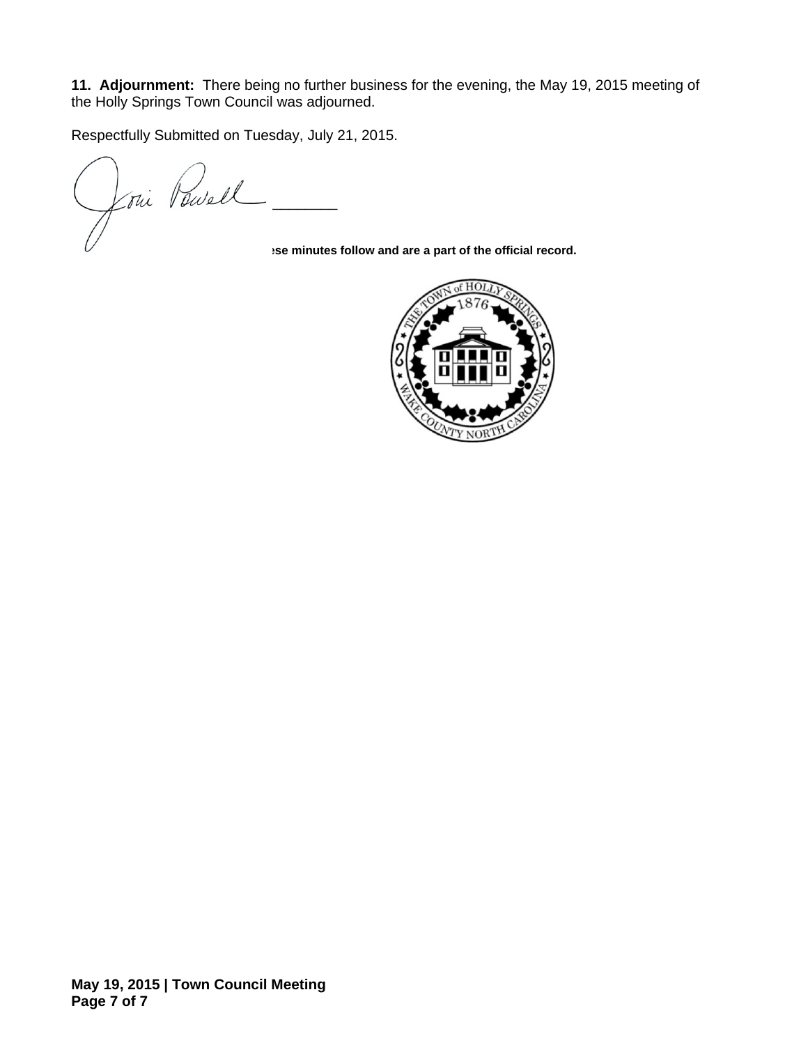**11. Adjournment:** There being no further business for the evening, the May 19, 2015 meeting of the Holly Springs Town Council was adjourned.

Respectfully Submitted on Tuesday, July 21, 2015.

Joni Powell ______

**ese minutes follow and are a part of the official record.**